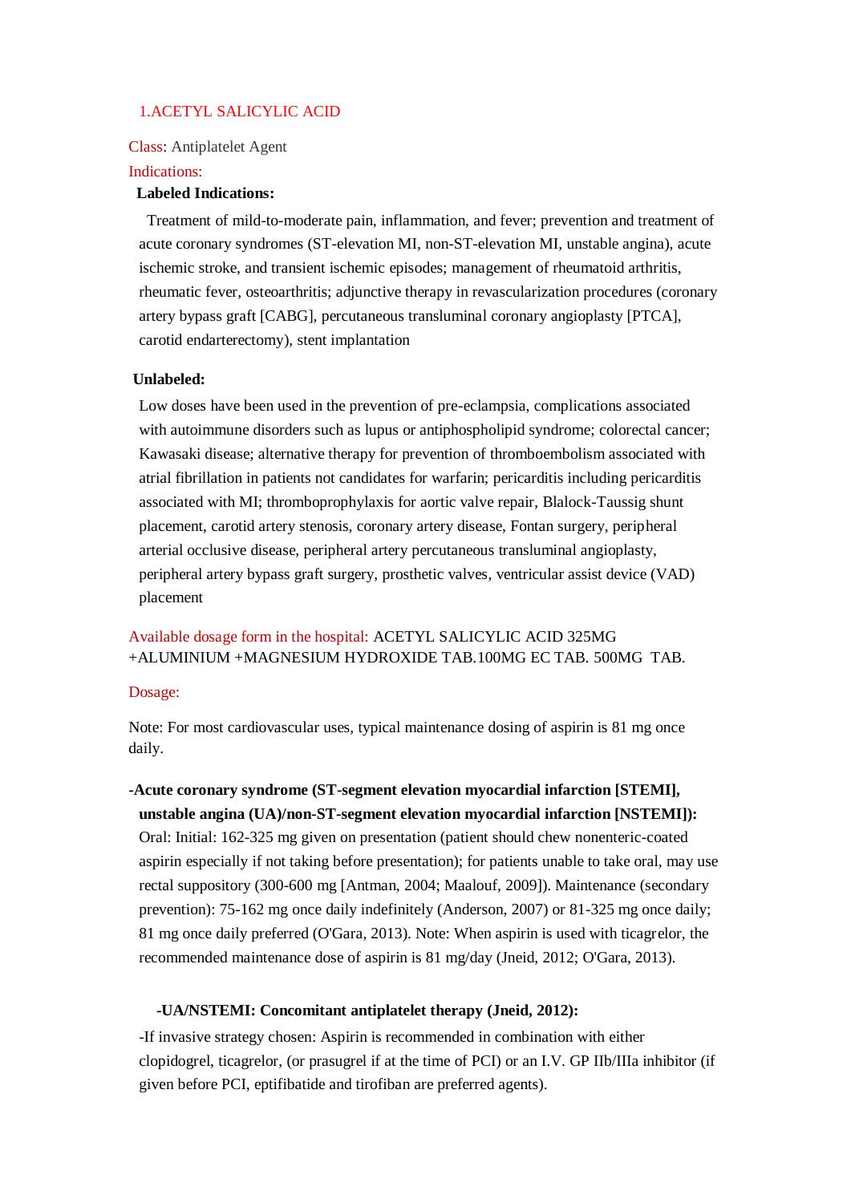## 1.ACETYL SALICYLIC ACID

**Class**: Antiplatelet Agent

**Indications:**

**Labeled Indications:**

Treatment of mild-to-moderate pain, inflammation, and fever; prevention and treatment of acute coronary syndromes (ST-elevation MI, non-ST-elevation MI, unstable angina), acute ischemic stroke, and transient ischemic episodes; management of rheumatoid arthritis, rheumatic fever, osteoarthritis; adjunctive therapy in revascularization procedures (coronary artery bypass graft [CABG], percutaneous transluminal coronary angioplasty [PTCA], carotid endarterectomy), stent implantation

**Unlabeled:**

Low doses have been used in the prevention of pre-eclampsia, complications associated with autoimmune disorders such as lupus or antiphospholipid syndrome; colorectal cancer; Kawasaki disease; alternative therapy for prevention of thromboembolism associated with atrial fibrillation in patients not candidates for warfarin; pericarditis including pericarditis associated with MI; thromboprophylaxis for aortic valve repair, Blalock-Taussig shunt placement, carotid artery stenosis, coronary artery disease, Fontan surgery, peripheral arterial occlusive disease, peripheral artery percutaneous transluminal angioplasty, peripheral artery bypass graft surgery, prosthetic valves, ventricular assist device (VAD) placement

**Available dosage form in the hospital:** ACETYL SALICYLIC ACID 325MG +ALUMINIUM +MAGNESIUM HYDROXIDE TAB.100MG EC TAB. 500MG TAB.

**Dosage:**

Note: For most cardiovascular uses, typical maintenance dosing of aspirin is 81 mg once daily.

**-Acute coronary syndrome (ST-segment elevation myocardial infarction [STEMI], unstable angina (UA)/non-ST-segment elevation myocardial infarction [NSTEMI]):**

Oral: Initial: 162-325 mg given on presentation (patient should chew nonenteric-coated aspirin especially if not taking before presentation); for patients unable to take oral, may use rectal suppository (300-600 mg [Antman, 2004; Maalouf, 2009]). Maintenance (secondary prevention): 75-162 mg once daily indefinitely (Anderson, 2007) or 81-325 mg once daily; 81 mg once daily preferred (O'Gara, 2013). Note: When aspirin is used with ticagrelor, the recommended maintenance dose of aspirin is 81 mg/day (Jneid, 2012; O'Gara, 2013).

**-UA/NSTEMI: Concomitant antiplatelet therapy (Jneid, 2012):**

-If invasive strategy chosen: Aspirin is recommended in combination with either clopidogrel, ticagrelor, (or prasugrel if at the time of PCI) or an I.V. GP IIb/IIIa inhibitor (if given before PCI, eptifibatide and tirofiban are preferred agents).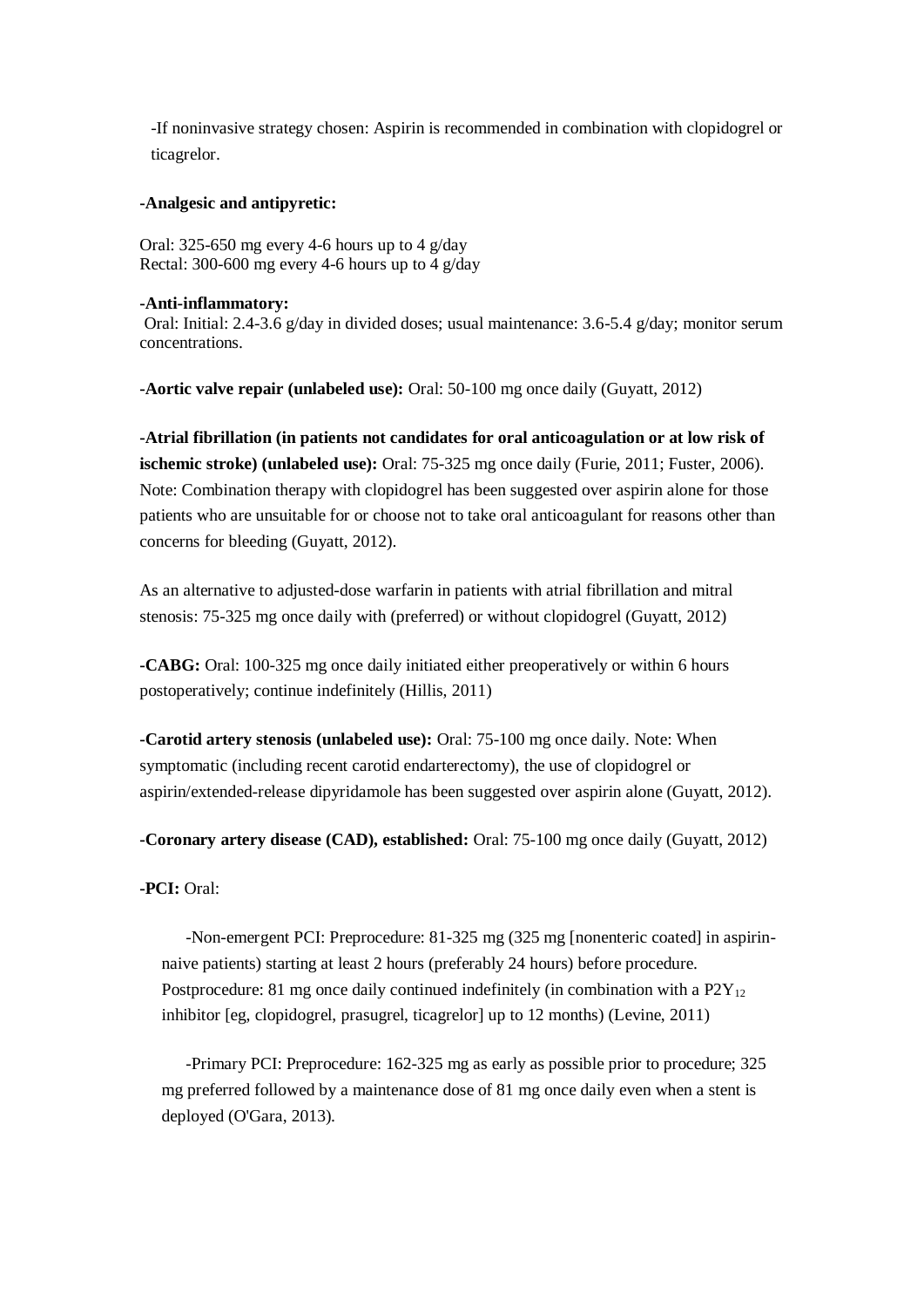-If noninvasive strategy chosen: Aspirin is recommended in combination with clopidogrel or ticagrelor.

**-Analgesic and antipyretic:**

Oral: 325-650 mg every 4-6 hours up to 4 g/day
Rectal: 300-600 mg every 4-6 hours up to 4 g/day

**-Anti-inflammatory:**
Oral: Initial: 2.4-3.6 g/day in divided doses; usual maintenance: 3.6-5.4 g/day; monitor serum concentrations.

**-Aortic valve repair (unlabeled use):** Oral: 50-100 mg once daily (Guyatt, 2012)

**-Atrial fibrillation (in patients not candidates for oral anticoagulation or at low risk of ischemic stroke) (unlabeled use):** Oral: 75-325 mg once daily (Furie, 2011; Fuster, 2006). Note: Combination therapy with clopidogrel has been suggested over aspirin alone for those patients who are unsuitable for or choose not to take oral anticoagulant for reasons other than concerns for bleeding (Guyatt, 2012).

As an alternative to adjusted-dose warfarin in patients with atrial fibrillation and mitral stenosis: 75-325 mg once daily with (preferred) or without clopidogrel (Guyatt, 2012)

**-CABG:** Oral: 100-325 mg once daily initiated either preoperatively or within 6 hours postoperatively; continue indefinitely (Hillis, 2011)

**-Carotid artery stenosis (unlabeled use):** Oral: 75-100 mg once daily. Note: When symptomatic (including recent carotid endarterectomy), the use of clopidogrel or aspirin/extended-release dipyridamole has been suggested over aspirin alone (Guyatt, 2012).

**-Coronary artery disease (CAD), established:** Oral: 75-100 mg once daily (Guyatt, 2012)

**-PCI:** Oral:

-Non-emergent PCI: Preprocedure: 81-325 mg (325 mg [nonenteric coated] in aspirin-naive patients) starting at least 2 hours (preferably 24 hours) before procedure. Postprocedure: 81 mg once daily continued indefinitely (in combination with a $P2Y_{12}$ inhibitor [eg, clopidogrel, prasugrel, ticagrelor] up to 12 months) (Levine, 2011)

-Primary PCI: Preprocedure: 162-325 mg as early as possible prior to procedure; 325 mg preferred followed by a maintenance dose of 81 mg once daily even when a stent is deployed (O'Gara, 2013).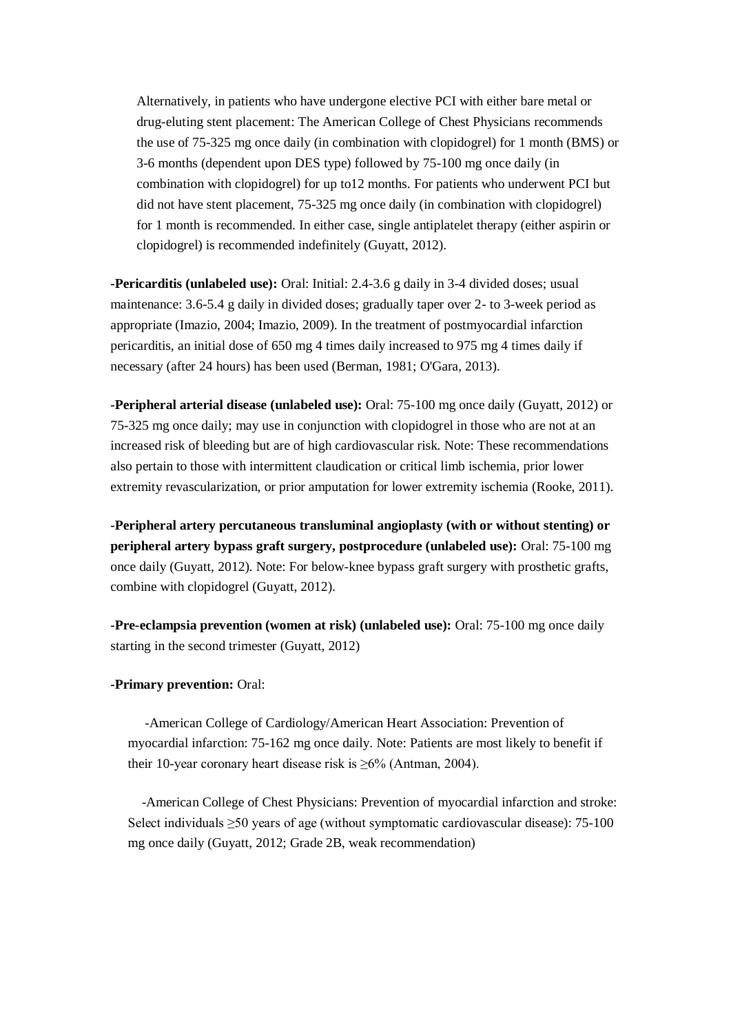Alternatively, in patients who have undergone elective PCI with either bare metal or drug-eluting stent placement: The American College of Chest Physicians recommends the use of 75-325 mg once daily (in combination with clopidogrel) for 1 month (BMS) or 3-6 months (dependent upon DES type) followed by 75-100 mg once daily (in combination with clopidogrel) for up to12 months. For patients who underwent PCI but did not have stent placement, 75-325 mg once daily (in combination with clopidogrel) for 1 month is recommended. In either case, single antiplatelet therapy (either aspirin or clopidogrel) is recommended indefinitely (Guyatt, 2012).

**-Pericarditis (unlabeled use):** Oral: Initial: 2.4-3.6 g daily in 3-4 divided doses; usual maintenance: 3.6-5.4 g daily in divided doses; gradually taper over 2- to 3-week period as appropriate (Imazio, 2004; Imazio, 2009). In the treatment of postmyocardial infarction pericarditis, an initial dose of 650 mg 4 times daily increased to 975 mg 4 times daily if necessary (after 24 hours) has been used (Berman, 1981; O'Gara, 2013).

**-Peripheral arterial disease (unlabeled use):** Oral: 75-100 mg once daily (Guyatt, 2012) or 75-325 mg once daily; may use in conjunction with clopidogrel in those who are not at an increased risk of bleeding but are of high cardiovascular risk. Note: These recommendations also pertain to those with intermittent claudication or critical limb ischemia, prior lower extremity revascularization, or prior amputation for lower extremity ischemia (Rooke, 2011).

**-Peripheral artery percutaneous transluminal angioplasty (with or without stenting) or peripheral artery bypass graft surgery, postprocedure (unlabeled use):** Oral: 75-100 mg once daily (Guyatt, 2012). Note: For below-knee bypass graft surgery with prosthetic grafts, combine with clopidogrel (Guyatt, 2012).

**-Pre-eclampsia prevention (women at risk) (unlabeled use):** Oral: 75-100 mg once daily starting in the second trimester (Guyatt, 2012)

**-Primary prevention:** Oral:

-American College of Cardiology/American Heart Association: Prevention of myocardial infarction: 75-162 mg once daily. Note: Patients are most likely to benefit if their 10-year coronary heart disease risk is ≥6% (Antman, 2004).

-American College of Chest Physicians: Prevention of myocardial infarction and stroke: Select individuals ≥50 years of age (without symptomatic cardiovascular disease): 75-100 mg once daily (Guyatt, 2012; Grade 2B, weak recommendation)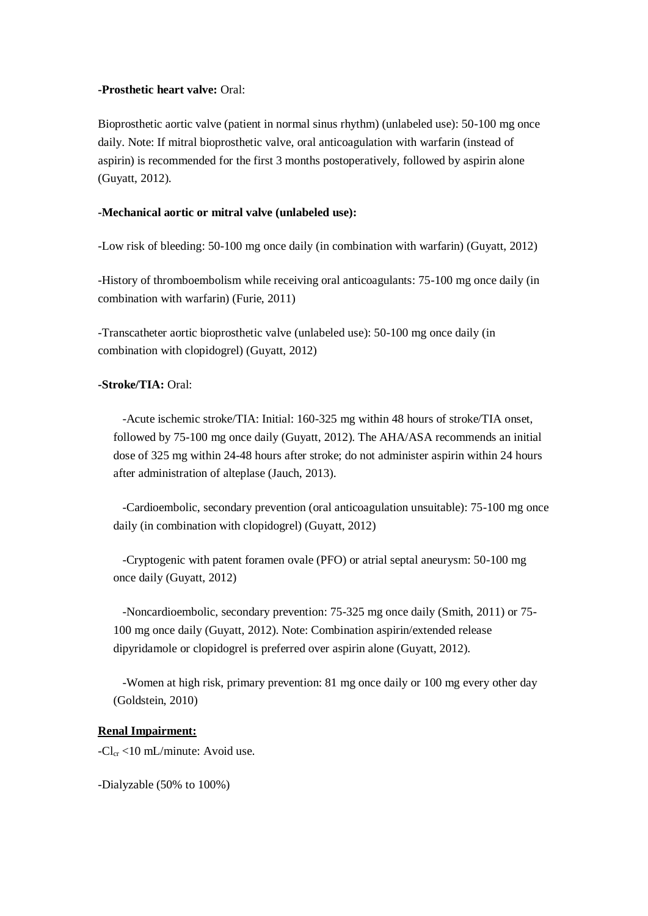**-Prosthetic heart valve:** Oral:

Bioprosthetic aortic valve (patient in normal sinus rhythm) (unlabeled use): 50-100 mg once daily. Note: If mitral bioprosthetic valve, oral anticoagulation with warfarin (instead of aspirin) is recommended for the first 3 months postoperatively, followed by aspirin alone (Guyatt, 2012).

**-Mechanical aortic or mitral valve (unlabeled use):**

-Low risk of bleeding: 50-100 mg once daily (in combination with warfarin) (Guyatt, 2012)

-History of thromboembolism while receiving oral anticoagulants: 75-100 mg once daily (in combination with warfarin) (Furie, 2011)

-Transcatheter aortic bioprosthetic valve (unlabeled use): 50-100 mg once daily (in combination with clopidogrel) (Guyatt, 2012)

**-Stroke/TIA:** Oral:

-Acute ischemic stroke/TIA: Initial: 160-325 mg within 48 hours of stroke/TIA onset, followed by 75-100 mg once daily (Guyatt, 2012). The AHA/ASA recommends an initial dose of 325 mg within 24-48 hours after stroke; do not administer aspirin within 24 hours after administration of alteplase (Jauch, 2013).

-Cardioembolic, secondary prevention (oral anticoagulation unsuitable): 75-100 mg once daily (in combination with clopidogrel) (Guyatt, 2012)

-Cryptogenic with patent foramen ovale (PFO) or atrial septal aneurysm: 50-100 mg once daily (Guyatt, 2012)

-Noncardioembolic, secondary prevention: 75-325 mg once daily (Smith, 2011) or 75-100 mg once daily (Guyatt, 2012). Note: Combination aspirin/extended release dipyridamole or clopidogrel is preferred over aspirin alone (Guyatt, 2012).

-Women at high risk, primary prevention: 81 mg once daily or 100 mg every other day (Goldstein, 2010)

**Renal Impairment:**

-$Cl_{cr}$ <10 mL/minute: Avoid use.

-Dialyzable (50% to 100%)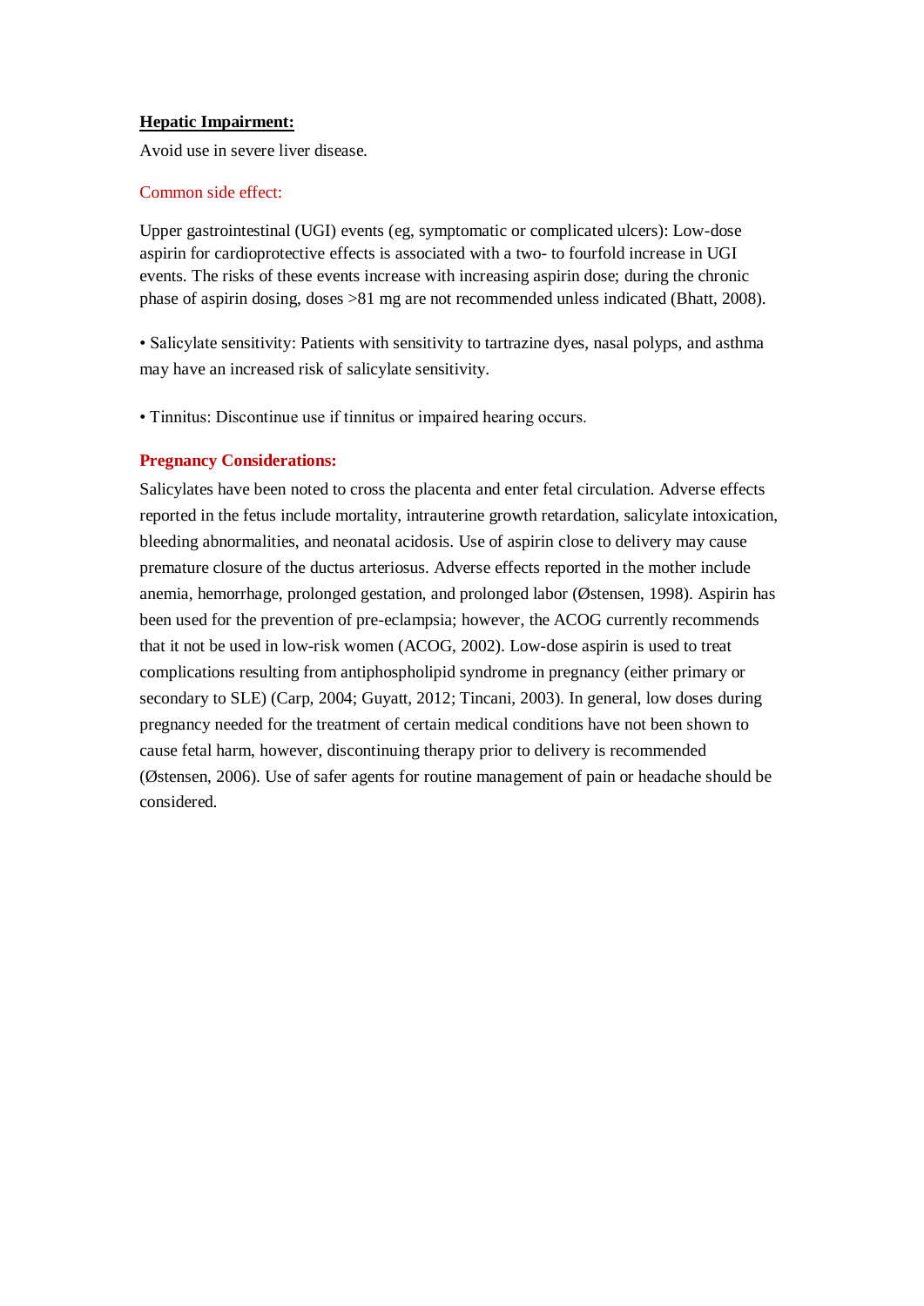**Hepatic Impairment:**

Avoid use in severe liver disease.

Common side effect:

Upper gastrointestinal (UGI) events (eg, symptomatic or complicated ulcers): Low-dose aspirin for cardioprotective effects is associated with a two- to fourfold increase in UGI events. The risks of these events increase with increasing aspirin dose; during the chronic phase of aspirin dosing, doses >81 mg are not recommended unless indicated (Bhatt, 2008).

• Salicylate sensitivity: Patients with sensitivity to tartrazine dyes, nasal polyps, and asthma may have an increased risk of salicylate sensitivity.

• Tinnitus: Discontinue use if tinnitus or impaired hearing occurs.

**Pregnancy Considerations:**

Salicylates have been noted to cross the placenta and enter fetal circulation. Adverse effects reported in the fetus include mortality, intrauterine growth retardation, salicylate intoxication, bleeding abnormalities, and neonatal acidosis. Use of aspirin close to delivery may cause premature closure of the ductus arteriosus. Adverse effects reported in the mother include anemia, hemorrhage, prolonged gestation, and prolonged labor (Østensen, 1998). Aspirin has been used for the prevention of pre-eclampsia; however, the ACOG currently recommends that it not be used in low-risk women (ACOG, 2002). Low-dose aspirin is used to treat complications resulting from antiphospholipid syndrome in pregnancy (either primary or secondary to SLE) (Carp, 2004; Guyatt, 2012; Tincani, 2003). In general, low doses during pregnancy needed for the treatment of certain medical conditions have not been shown to cause fetal harm, however, discontinuing therapy prior to delivery is recommended (Østensen, 2006). Use of safer agents for routine management of pain or headache should be considered.